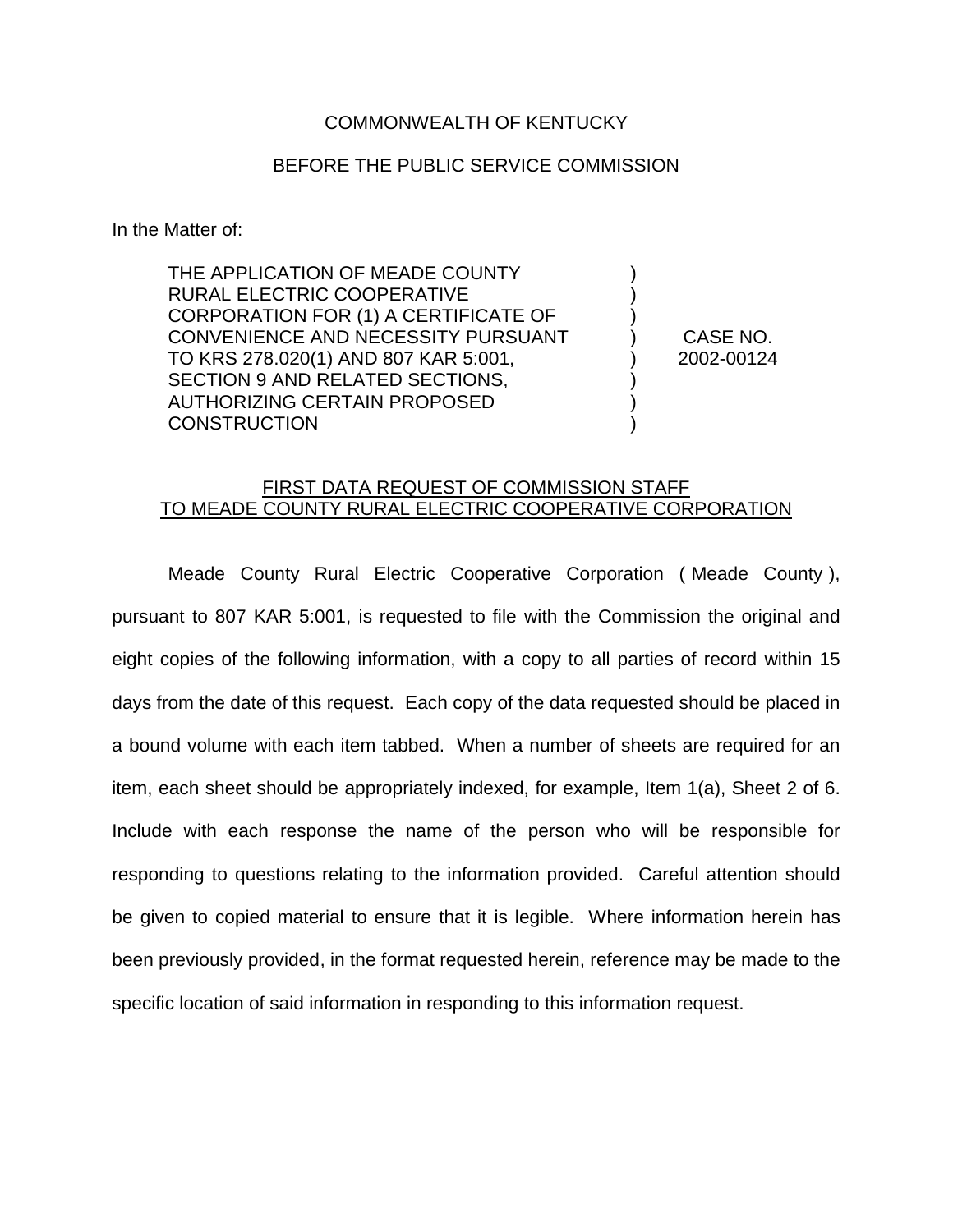COMMONWEALTH OF KENTUCKY

BEFORE THE PUBLIC SERVICE COMMISSION

In the Matter of:

| | | |
|---|---|---|
| THE APPLICATION OF MEADE COUNTY RURAL ELECTRIC COOPERATIVE CORPORATION FOR (1) A CERTIFICATE OF CONVENIENCE AND NECESSITY PURSUANT TO KRS 278.020(1) AND 807 KAR 5:001, SECTION 9 AND RELATED SECTIONS, AUTHORIZING CERTAIN PROPOSED CONSTRUCTION | ) | CASE NO. 2002-00124 |

## FIRST DATA REQUEST OF COMMISSION STAFF TO MEADE COUNTY RURAL ELECTRIC COOPERATIVE CORPORATION

Meade County Rural Electric Cooperative Corporation ( Meade County ), pursuant to 807 KAR 5:001, is requested to file with the Commission the original and eight copies of the following information, with a copy to all parties of record within 15 days from the date of this request. Each copy of the data requested should be placed in a bound volume with each item tabbed. When a number of sheets are required for an item, each sheet should be appropriately indexed, for example, Item 1(a), Sheet 2 of 6. Include with each response the name of the person who will be responsible for responding to questions relating to the information provided. Careful attention should be given to copied material to ensure that it is legible. Where information herein has been previously provided, in the format requested herein, reference may be made to the specific location of said information in responding to this information request.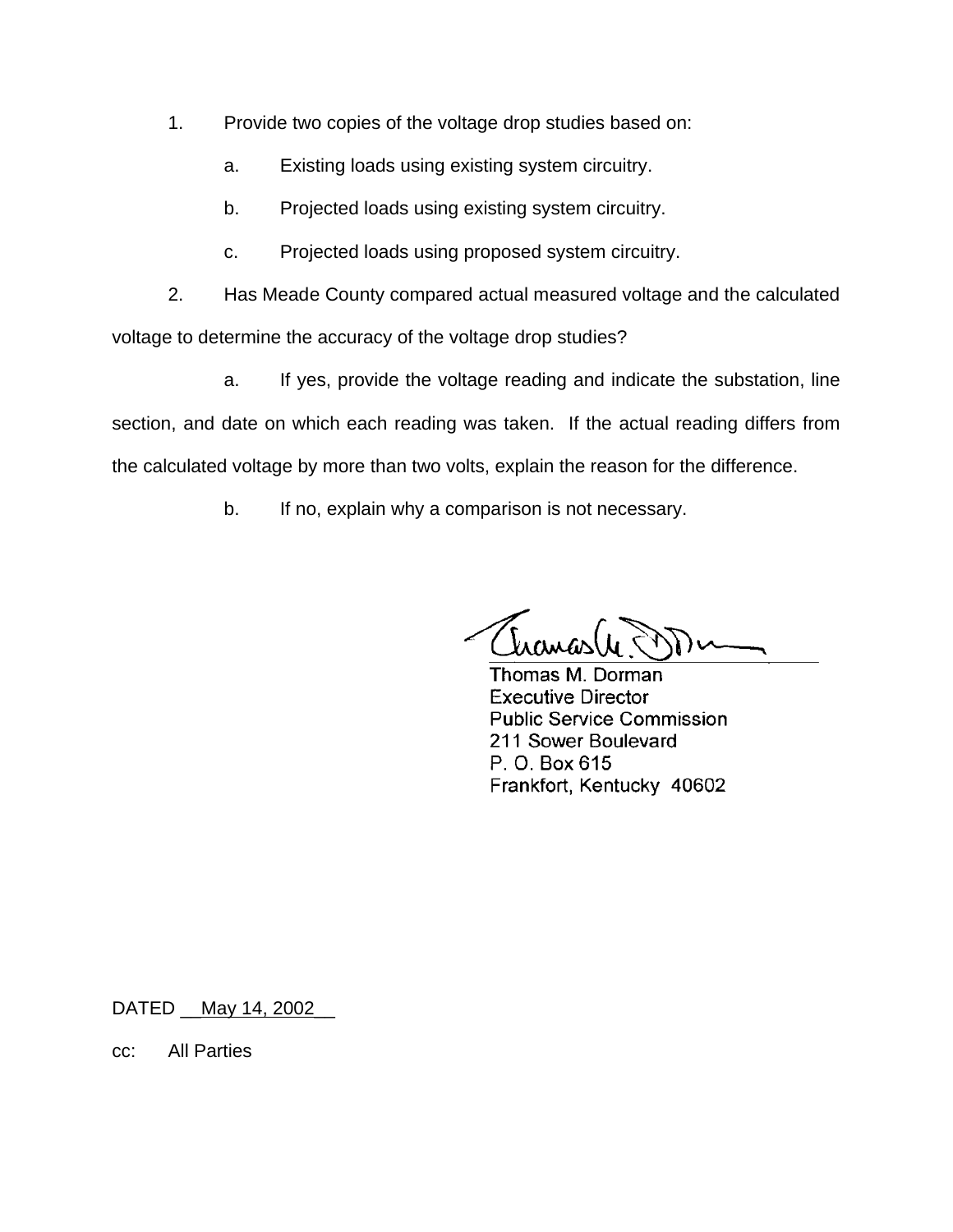1. Provide two copies of the voltage drop studies based on:

   a. Existing loads using existing system circuitry.

   b. Projected loads using existing system circuitry.

   c. Projected loads using proposed system circuitry.

2. Has Meade County compared actual measured voltage and the calculated voltage to determine the accuracy of the voltage drop studies?

   a. If yes, provide the voltage reading and indicate the substation, line section, and date on which each reading was taken. If the actual reading differs from the calculated voltage by more than two volts, explain the reason for the difference.

   b. If no, explain why a comparison is not necessary.

Thomas M. Dorman
Executive Director
Public Service Commission
211 Sower Boulevard
P. O. Box 615
Frankfort, Kentucky 40602

DATED __May 14, 2002__

cc: All Parties